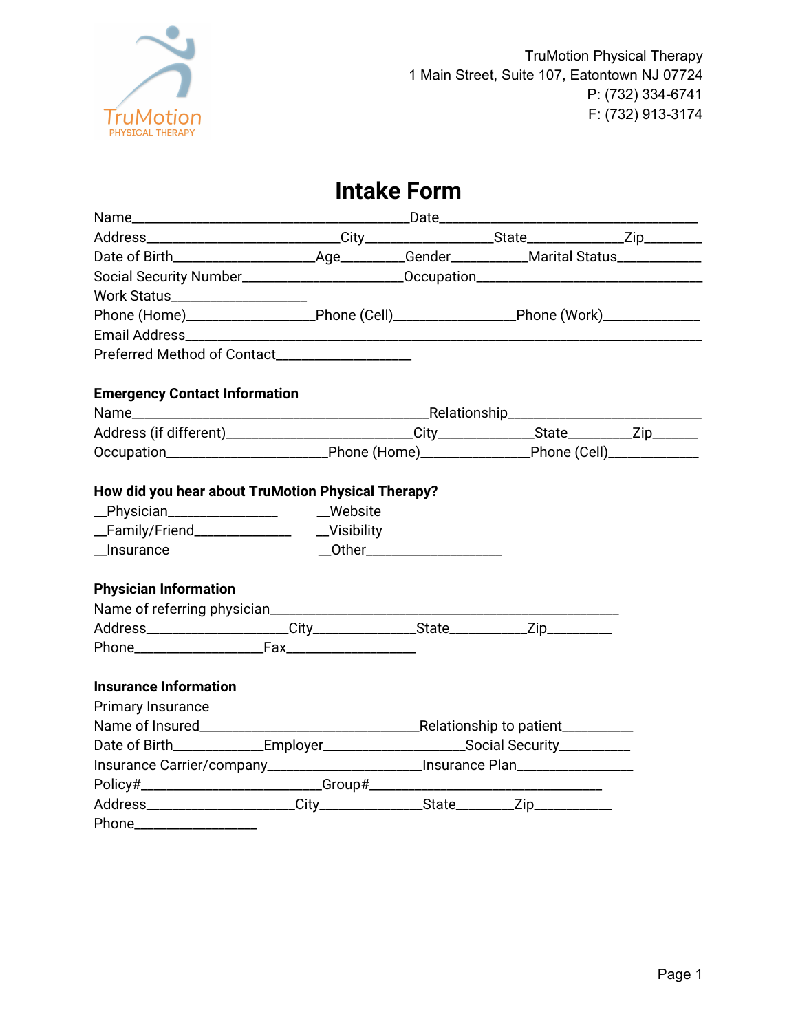TruMotion Physical Therapy
1 Main Street, Suite 107, Eatontown NJ 07724
P: (732) 334-6741
F: (732) 913-3174

# Intake Form

Name_____________________________________Date__________________________________
Address_________________________City________________State____________Zip________
Date of Birth___________________Age________Gender__________Marital Status___________
Social Security Number_____________________Occupation______________________________
Work Status__________________
Phone (Home)_________________Phone (Cell)________________Phone (Work)_____________
Email Address________________________________________________________________
Preferred Method of Contact__________________

**Emergency Contact Information**

Name_______________________________________Relationship_________________________
Address (if different)________________________City_____________State________Zip______
Occupation_____________________Phone (Home)______________Phone (Cell)____________

**How did you hear about TruMotion Physical Therapy?**

__Physician_______________ __Website
__Family/Friend_____________ __Visibility
__Insurance __Other__________________

**Physician Information**

Name of referring physician______________________________________________
Address___________________City_____________State__________Zip_________
Phone_________________Fax_________________

**Insurance Information**

Primary Insurance
Name of Insured_____________________________Relationship to patient_________
Date of Birth____________Employer__________________Social Security_________
Insurance Carrier/company_____________________Insurance Plan_______________
Policy#_________________________Group#_______________________________
Address____________________City______________State________Zip__________
Phone________________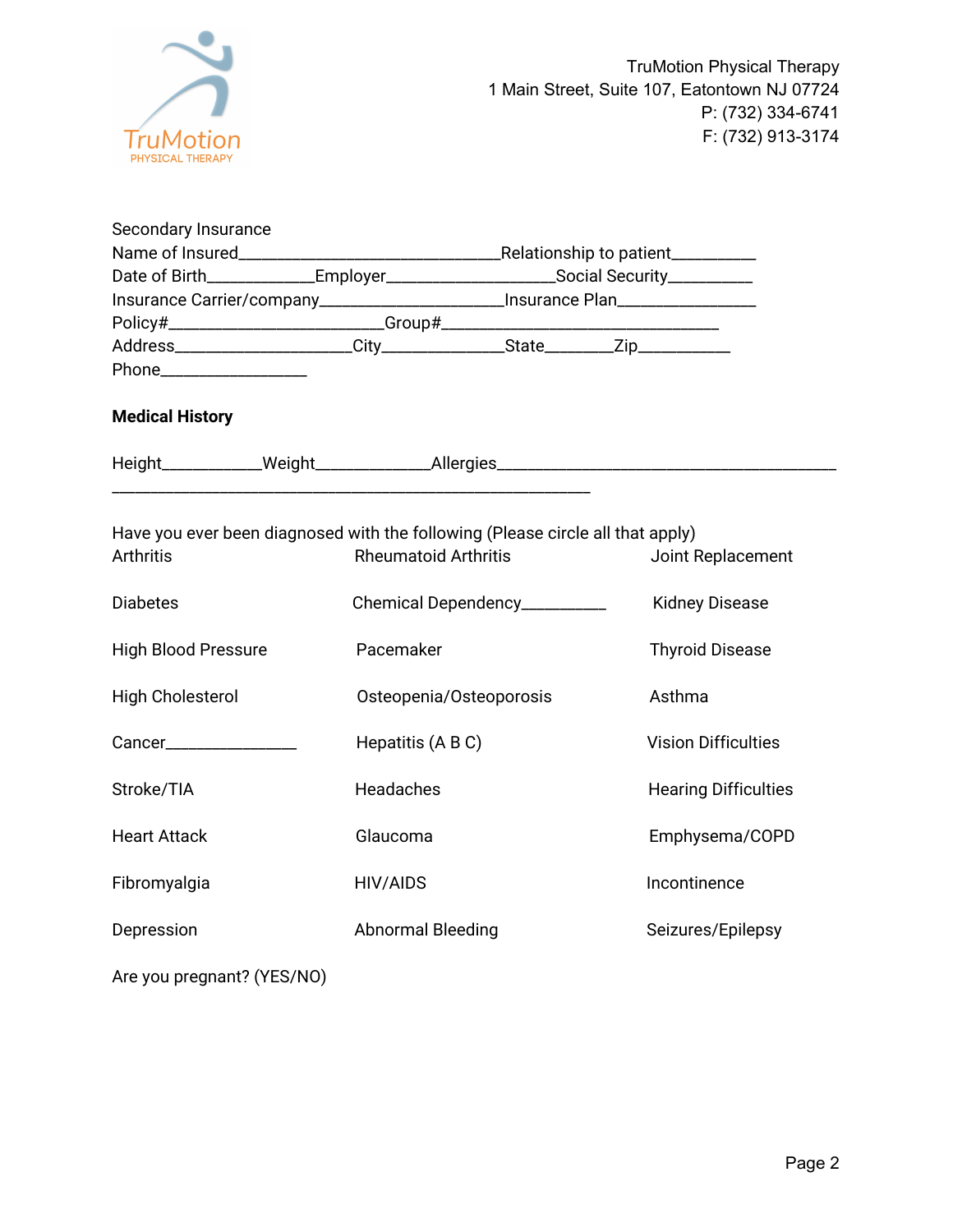TruMotion Physical Therapy
1 Main Street, Suite 107, Eatontown NJ 07724
P: (732) 334-6741
F: (732) 913-3174

Secondary Insurance
Name of Insured______________________________Relationship to patient_________
Date of Birth____________Employer___________________Social Security_________
Insurance Carrier/company_____________________Insurance Plan________________
Policy#_________________________Group#_______________________________
Address____________________City______________State________Zip__________
Phone_________________

**Medical History**

Height___________Weight_____________Allergies_______________________________________
_______________________________________________________

Have you ever been diagnosed with the following (Please circle all that apply)

| | | |
|---|---|---|
| Arthritis | Rheumatoid Arthritis | Joint Replacement |
| Diabetes | Chemical Dependency__________ | Kidney Disease |
| High Blood Pressure | Pacemaker | Thyroid Disease |
| High Cholesterol | Osteopenia/Osteoporosis | Asthma |
| Cancer_______________ | Hepatitis (A B C) | Vision Difficulties |
| Stroke/TIA | Headaches | Hearing Difficulties |
| Heart Attack | Glaucoma | Emphysema/COPD |
| Fibromyalgia | HIV/AIDS | Incontinence |
| Depression | Abnormal Bleeding | Seizures/Epilepsy |

Are you pregnant? (YES/NO)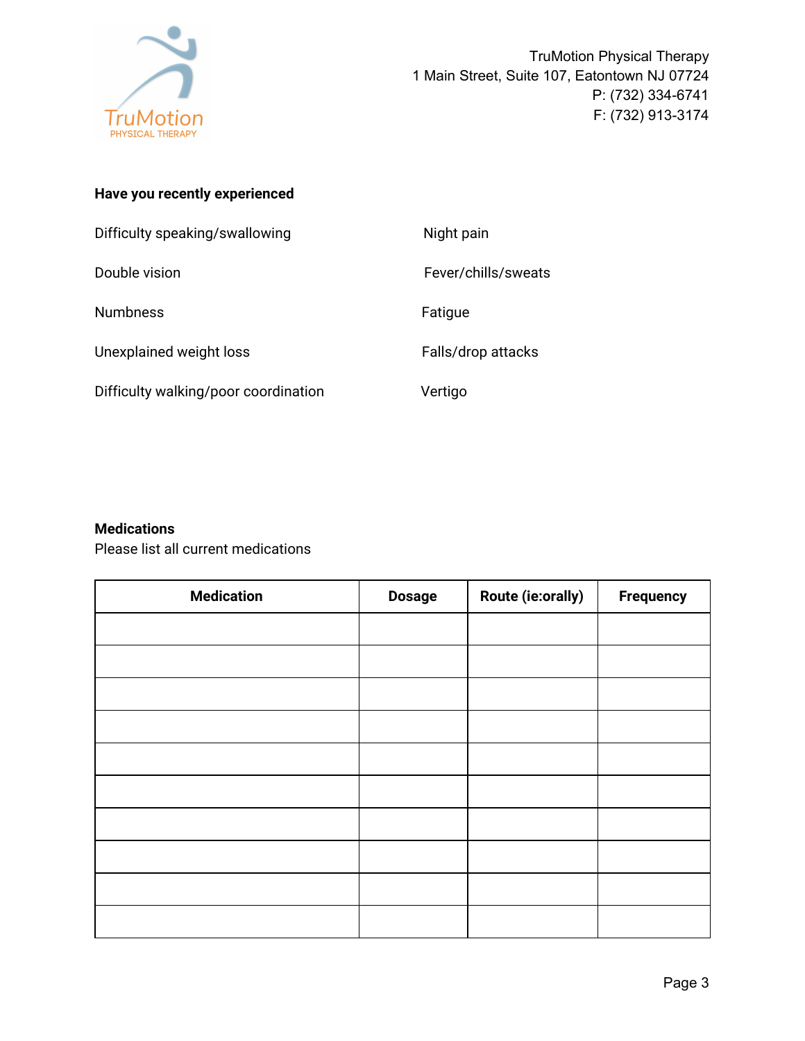TruMotion Physical Therapy
1 Main Street, Suite 107, Eatontown NJ 07724
P: (732) 334-6741
F: (732) 913-3174

**Have you recently experienced**

Difficulty speaking/swallowing

Double vision

Numbness

Unexplained weight loss

Difficulty walking/poor coordination

Night pain

Fever/chills/sweats

Fatigue

Falls/drop attacks

Vertigo

**Medications**
Please list all current medications

| Medication | Dosage | Route (ie:orally) | Frequency |
|---|---|---|---|
| | | | |
| | | | |
| | | | |
| | | | |
| | | | |
| | | | |
| | | | |
| | | | |
| | | | |
| | | | |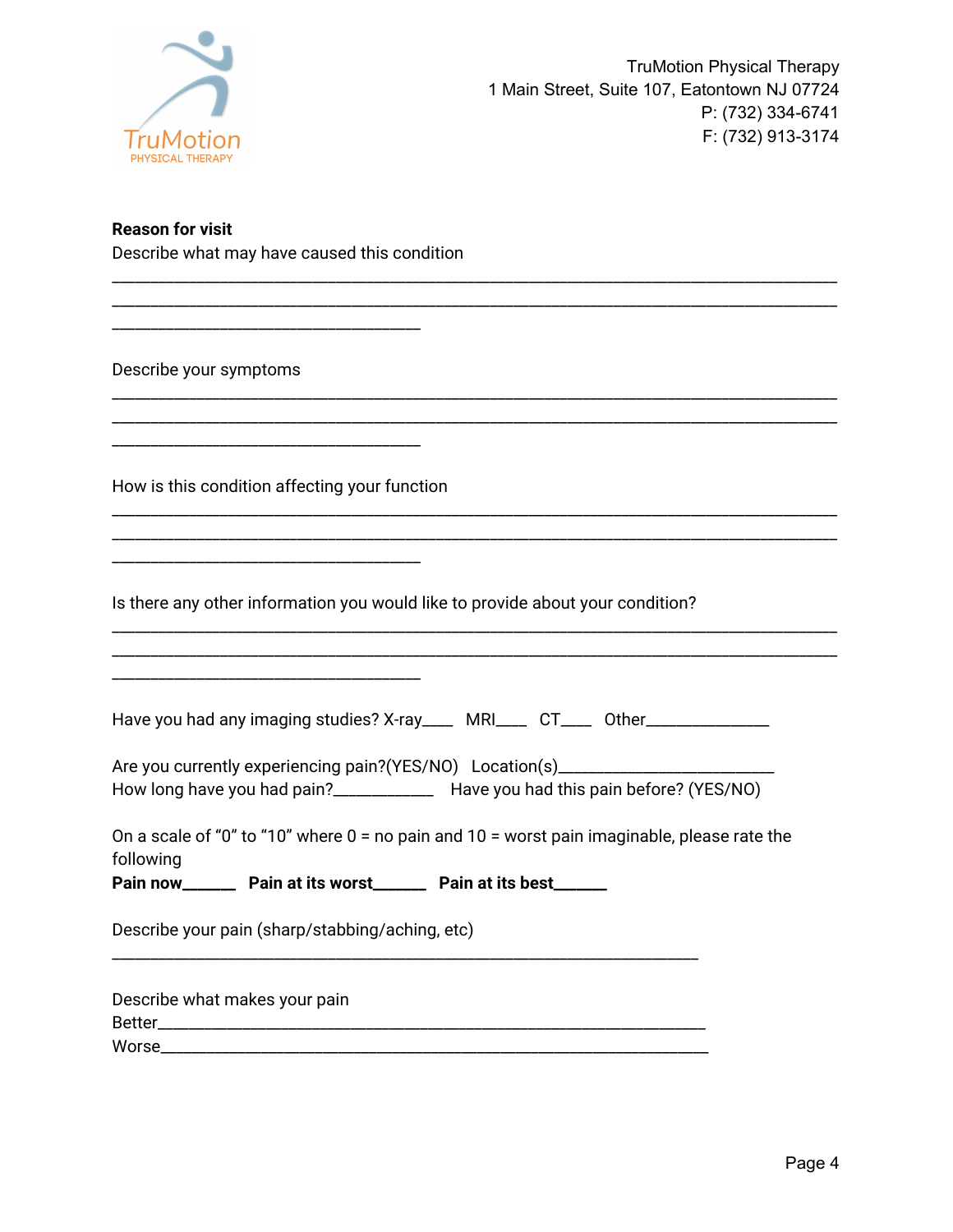TruMotion Physical Therapy
1 Main Street, Suite 107, Eatontown NJ 07724
P: (732) 334-6741
F: (732) 913-3174

**Reason for visit**

Describe what may have caused this condition

_______________________________________________________________________________
_______________________________________________________________________________
__________________________________

Describe your symptoms

_______________________________________________________________________________
_______________________________________________________________________________
__________________________________

How is this condition affecting your function

_______________________________________________________________________________
_______________________________________________________________________________
__________________________________

Is there any other information you would like to provide about your condition?

_______________________________________________________________________________
_______________________________________________________________________________
__________________________________

Have you had any imaging studies? X-ray____ MRI____ CT____ Other______________

Are you currently experiencing pain?(YES/NO) Location(s)________________________
How long have you had pain?___________ Have you had this pain before? (YES/NO)

On a scale of "0" to "10" where 0 = no pain and 10 = worst pain imaginable, please rate the following

**Pain now______ Pain at its worst______ Pain at its best______**

Describe your pain (sharp/stabbing/aching, etc)

________________________________________________________________

Describe what makes your pain
Better____________________________________________________________
Worse____________________________________________________________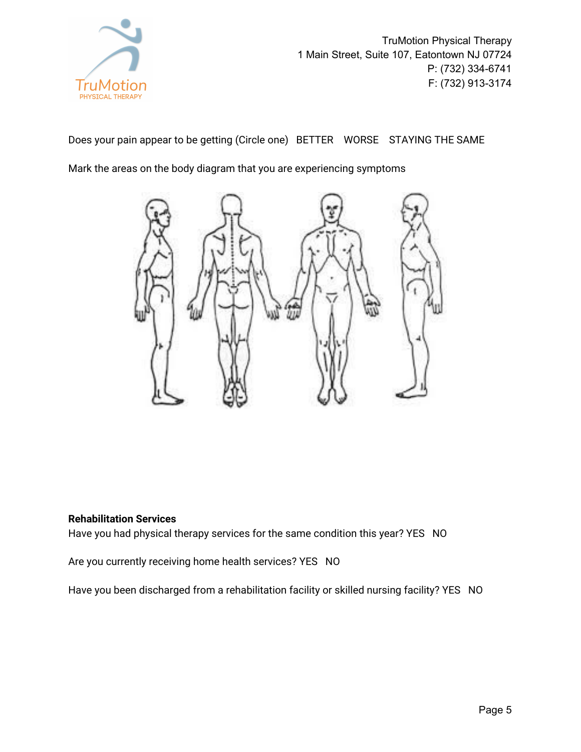TruMotion Physical Therapy
1 Main Street, Suite 107, Eatontown NJ 07724
P: (732) 334-6741
F: (732) 913-3174

Does your pain appear to be getting (Circle one) BETTER WORSE STAYING THE SAME

Mark the areas on the body diagram that you are experiencing symptoms

**Rehabilitation Services**

Have you had physical therapy services for the same condition this year? YES NO

Are you currently receiving home health services? YES NO

Have you been discharged from a rehabilitation facility or skilled nursing facility? YES NO